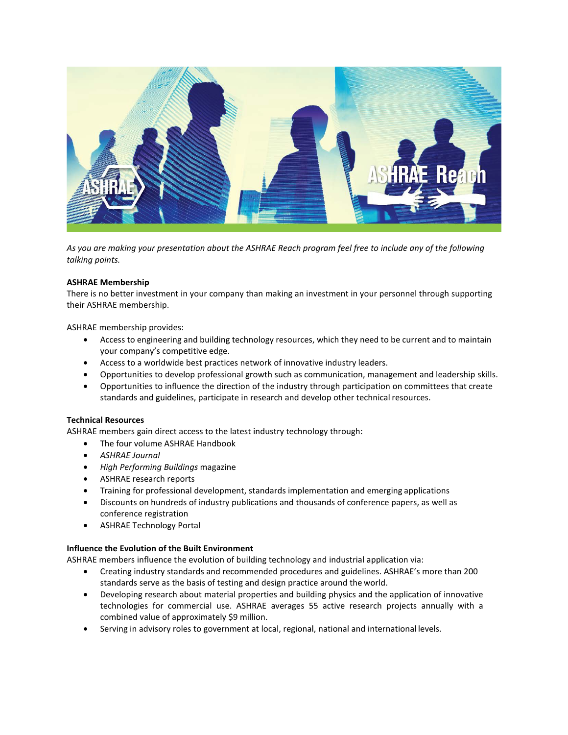*As you are making your presentation about the ASHRAE Reach program feel free to include any of the following talking points.*

**ASHRAE Membership**

There is no better investment in your company than making an investment in your personnel through supporting their ASHRAE membership.

ASHRAE membership provides:

- Access to engineering and building technology resources, which they need to be current and to maintain your company's competitive edge.
- Access to a worldwide best practices network of innovative industry leaders.
- Opportunities to develop professional growth such as communication, management and leadership skills.
- Opportunities to influence the direction of the industry through participation on committees that create standards and guidelines, participate in research and develop other technical resources.

**Technical Resources**

ASHRAE members gain direct access to the latest industry technology through:

- The four volume ASHRAE Handbook
- *ASHRAE Journal*
- *High Performing Buildings* magazine
- ASHRAE research reports
- Training for professional development, standards implementation and emerging applications
- Discounts on hundreds of industry publications and thousands of conference papers, as well as conference registration
- ASHRAE Technology Portal

**Influence the Evolution of the Built Environment**

ASHRAE members influence the evolution of building technology and industrial application via:

- Creating industry standards and recommended procedures and guidelines. ASHRAE's more than 200 standards serve as the basis of testing and design practice around the world.
- Developing research about material properties and building physics and the application of innovative technologies for commercial use. ASHRAE averages 55 active research projects annually with a combined value of approximately $9 million.
- Serving in advisory roles to government at local, regional, national and international levels.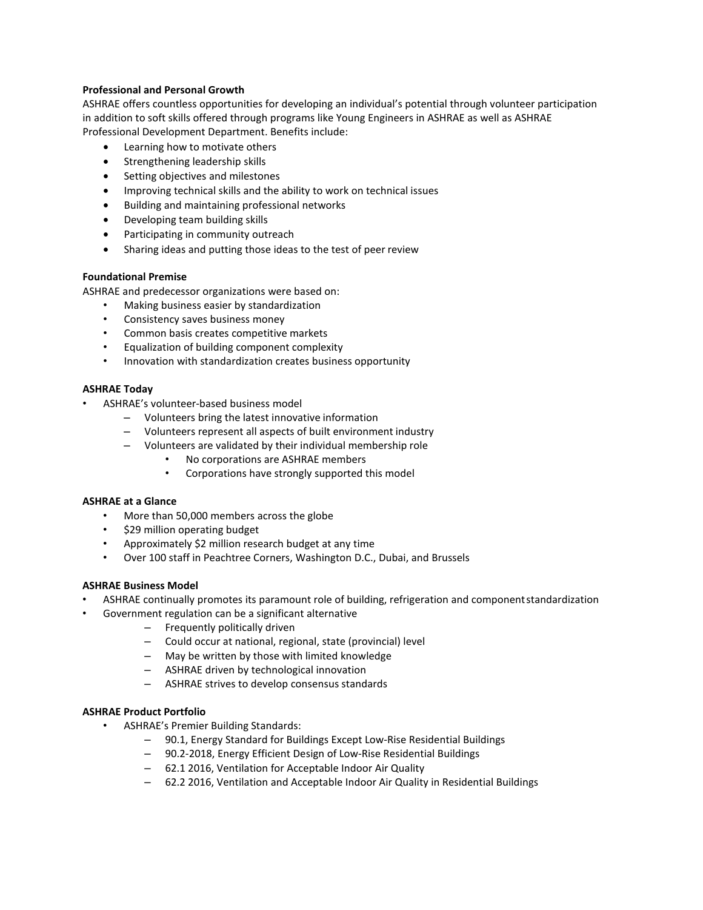**Professional and Personal Growth**

ASHRAE offers countless opportunities for developing an individual's potential through volunteer participation in addition to soft skills offered through programs like Young Engineers in ASHRAE as well as ASHRAE Professional Development Department. Benefits include:

- Learning how to motivate others
- Strengthening leadership skills
- Setting objectives and milestones
- Improving technical skills and the ability to work on technical issues
- Building and maintaining professional networks
- Developing team building skills
- Participating in community outreach
- Sharing ideas and putting those ideas to the test of peer review

**Foundational Premise**

ASHRAE and predecessor organizations were based on:

- Making business easier by standardization
- Consistency saves business money
- Common basis creates competitive markets
- Equalization of building component complexity
- Innovation with standardization creates business opportunity

**ASHRAE Today**

- ASHRAE's volunteer-based business model
  - Volunteers bring the latest innovative information
  - Volunteers represent all aspects of built environment industry
  - Volunteers are validated by their individual membership role
    - No corporations are ASHRAE members
    - Corporations have strongly supported this model

**ASHRAE at a Glance**

- More than 50,000 members across the globe
- $29 million operating budget
- Approximately $2 million research budget at any time
- Over 100 staff in Peachtree Corners, Washington D.C., Dubai, and Brussels

**ASHRAE Business Model**

- ASHRAE continually promotes its paramount role of building, refrigeration and component standardization
- Government regulation can be a significant alternative
  - Frequently politically driven
  - Could occur at national, regional, state (provincial) level
  - May be written by those with limited knowledge
  - ASHRAE driven by technological innovation
  - ASHRAE strives to develop consensus standards

**ASHRAE Product Portfolio**

- ASHRAE's Premier Building Standards:
  - 90.1, Energy Standard for Buildings Except Low-Rise Residential Buildings
  - 90.2-2018, Energy Efficient Design of Low-Rise Residential Buildings
  - 62.1 2016, Ventilation for Acceptable Indoor Air Quality
  - 62.2 2016, Ventilation and Acceptable Indoor Air Quality in Residential Buildings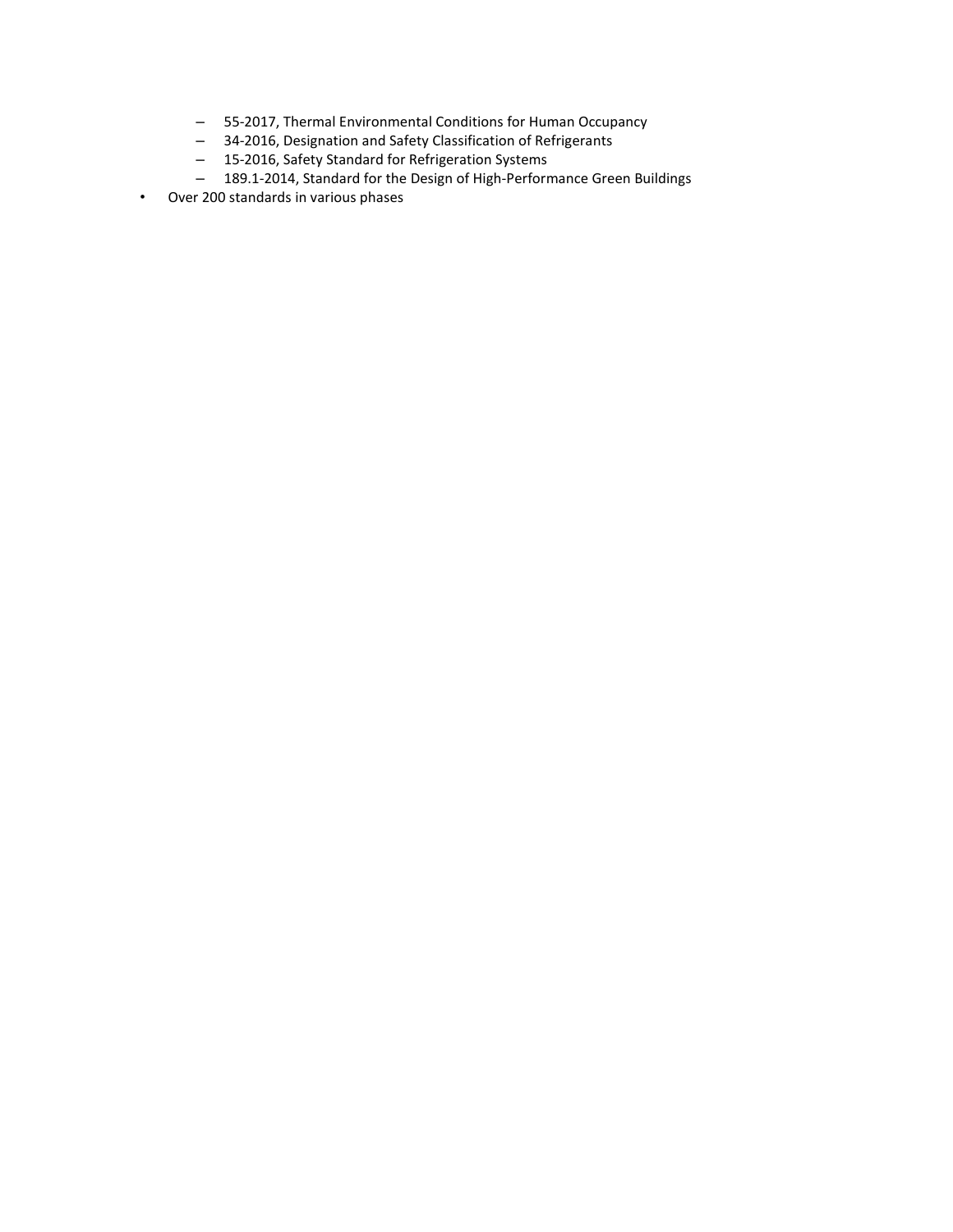- 55-2017, Thermal Environmental Conditions for Human Occupancy
  - 34-2016, Designation and Safety Classification of Refrigerants
  - 15-2016, Safety Standard for Refrigeration Systems
  - 189.1-2014, Standard for the Design of High-Performance Green Buildings
- Over 200 standards in various phases